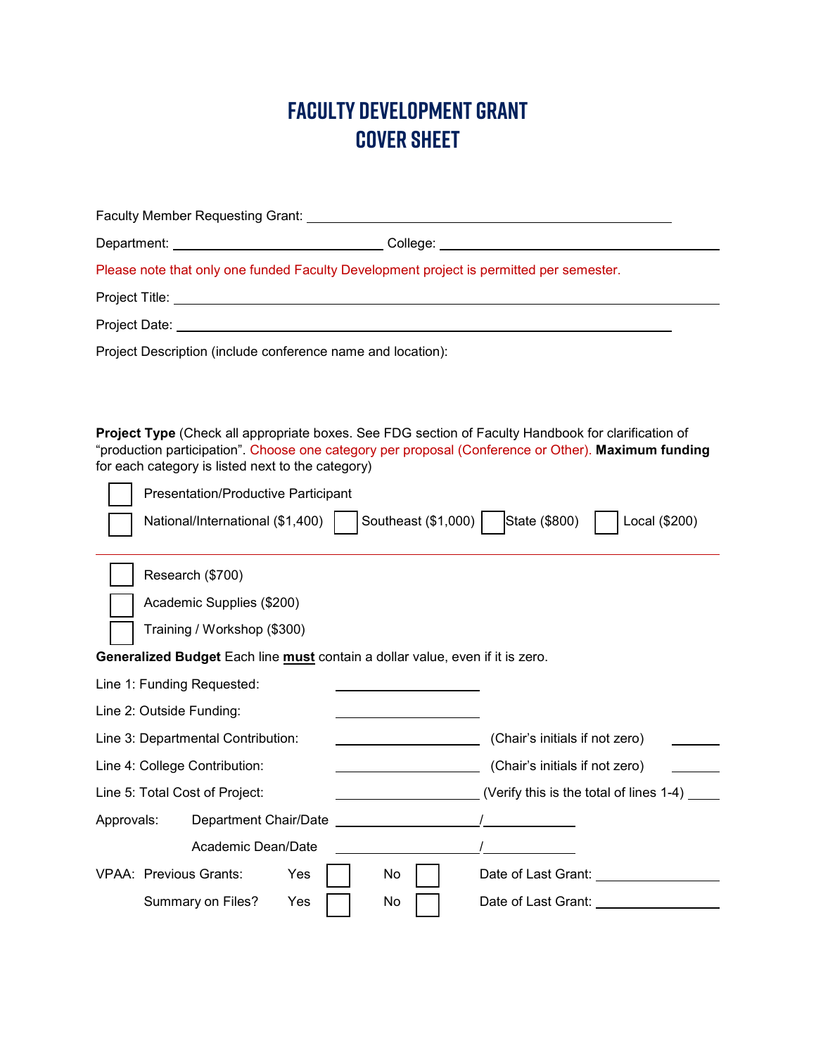# FACULTY DEVELOPMENT GRANT
# COVER SHEET

Faculty Member Requesting Grant: ______________________________

Department: ____________________ College: ____________________

Please note that only one funded Faculty Development project is permitted per semester.

Project Title: ______________________________

Project Date: ______________________________

Project Description (include conference name and location):

**Project Type** (Check all appropriate boxes. See FDG section of Faculty Handbook for clarification of "production participation". Choose one category per proposal (Conference or Other). **Maximum funding** for each category is listed next to the category)

☐ Presentation/Productive Participant

☐ National/International ($1,400) ☐ Southeast ($1,000) ☐ State ($800) ☐ Local ($200)

---

☐ Research ($700)

☐ Academic Supplies ($200)

☐ Training / Workshop ($300)

**Generalized Budget** Each line **must** contain a dollar value, even if it is zero.

Line 1: Funding Requested: ____________

Line 2: Outside Funding: ____________

Line 3: Departmental Contribution: ____________ (Chair's initials if not zero) ______

Line 4: College Contribution: ____________ (Chair's initials if not zero) ______

Line 5: Total Cost of Project: ____________ (Verify this is the total of lines 1-4) ______

Approvals: Department Chair/Date ____________ / ____________

Academic Dean/Date ____________ / ____________

VPAA: Previous Grants: Yes ☐ No ☐ Date of Last Grant: ____________

Summary on Files? Yes ☐ No ☐ Date of Last Grant: ____________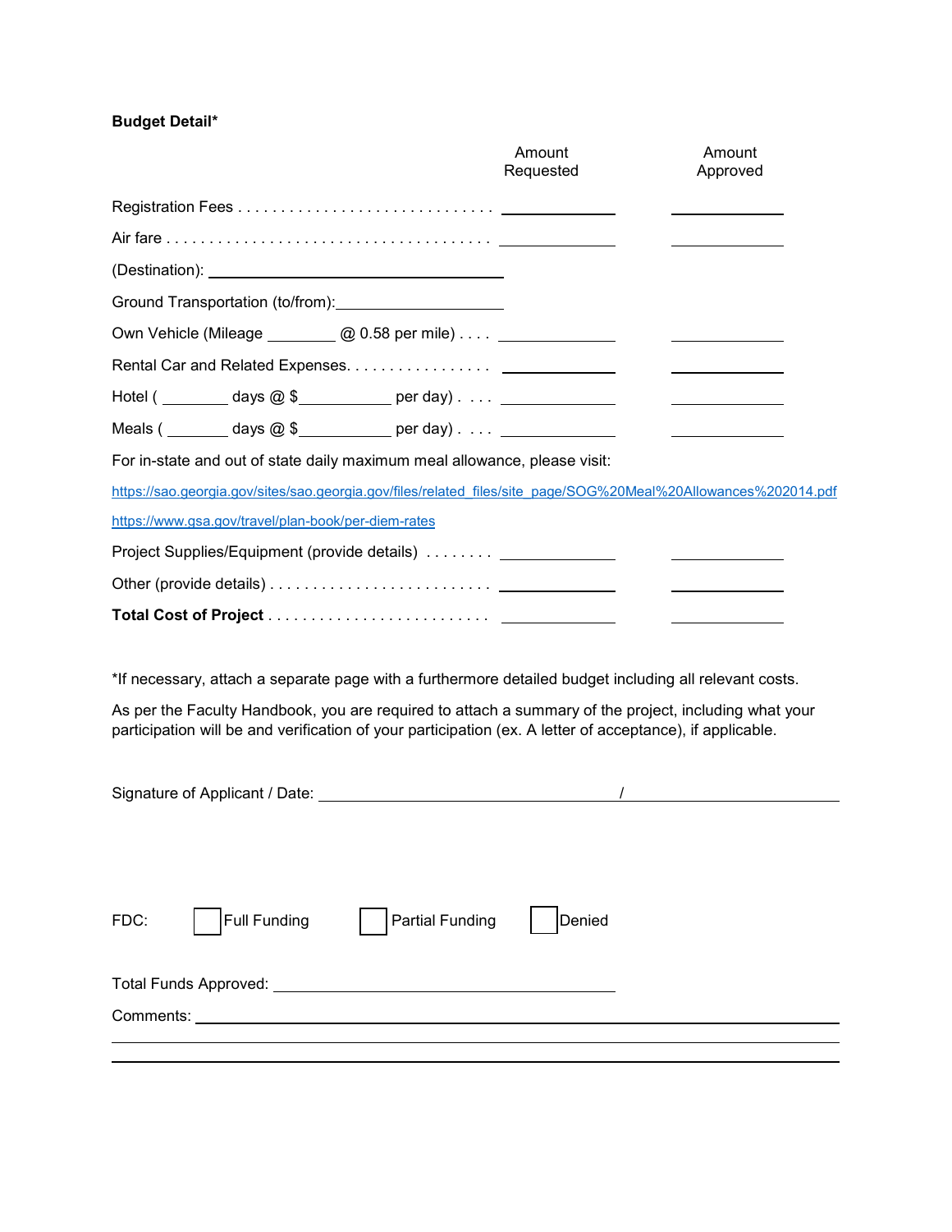**Budget Detail***

| | Amount Requested | Amount Approved |
|---|---|---|
| Registration Fees . . . . . . . . . . . . . . . . . . . . . . . . . . . . . . | ______________ | ______________ |
| Air fare . . . . . . . . . . . . . . . . . . . . . . . . . . . . . . . . . . . . . | ______________ | ______________ |
| (Destination): ______________________________ | | |
| Ground Transportation (to/from):________________ | | |
| Own Vehicle (Mileage ________ @ 0.58 per mile) . . . . | ______________ | ______________ |
| Rental Car and Related Expenses. . . . . . . . . . . . . . . . . | ______________ | ______________ |
| Hotel ( ________ days @ $___________ per day) . . . . | ______________ | ______________ |
| Meals ( _______ days @ $___________ per day) . . . . | ______________ | ______________ |

For in-state and out of state daily maximum meal allowance, please visit:

https://sao.georgia.gov/sites/sao.georgia.gov/files/related_files/site_page/SOG%20Meal%20Allowances%202014.pdf

https://www.gsa.gov/travel/plan-book/per-diem-rates

| | | |
|---|---|---|
| Project Supplies/Equipment (provide details) . . . . . . . . | ______________ | ______________ |
| Other (provide details) . . . . . . . . . . . . . . . . . . . . . . . . . | ______________ | ______________ |
| **Total Cost of Project** . . . . . . . . . . . . . . . . . . . . . . . . . | ______________ | ______________ |

*If necessary, attach a separate page with a furthermore detailed budget including all relevant costs.

As per the Faculty Handbook, you are required to attach a summary of the project, including what your participation will be and verification of your participation (ex. A letter of acceptance), if applicable.

Signature of Applicant / Date: ________________________________ / ______________________

FDC: ☐ Full Funding ☐ Partial Funding ☐ Denied

Total Funds Approved: ________________________________

Comments: ____________________________________________________________

______________________________________________________________________

______________________________________________________________________